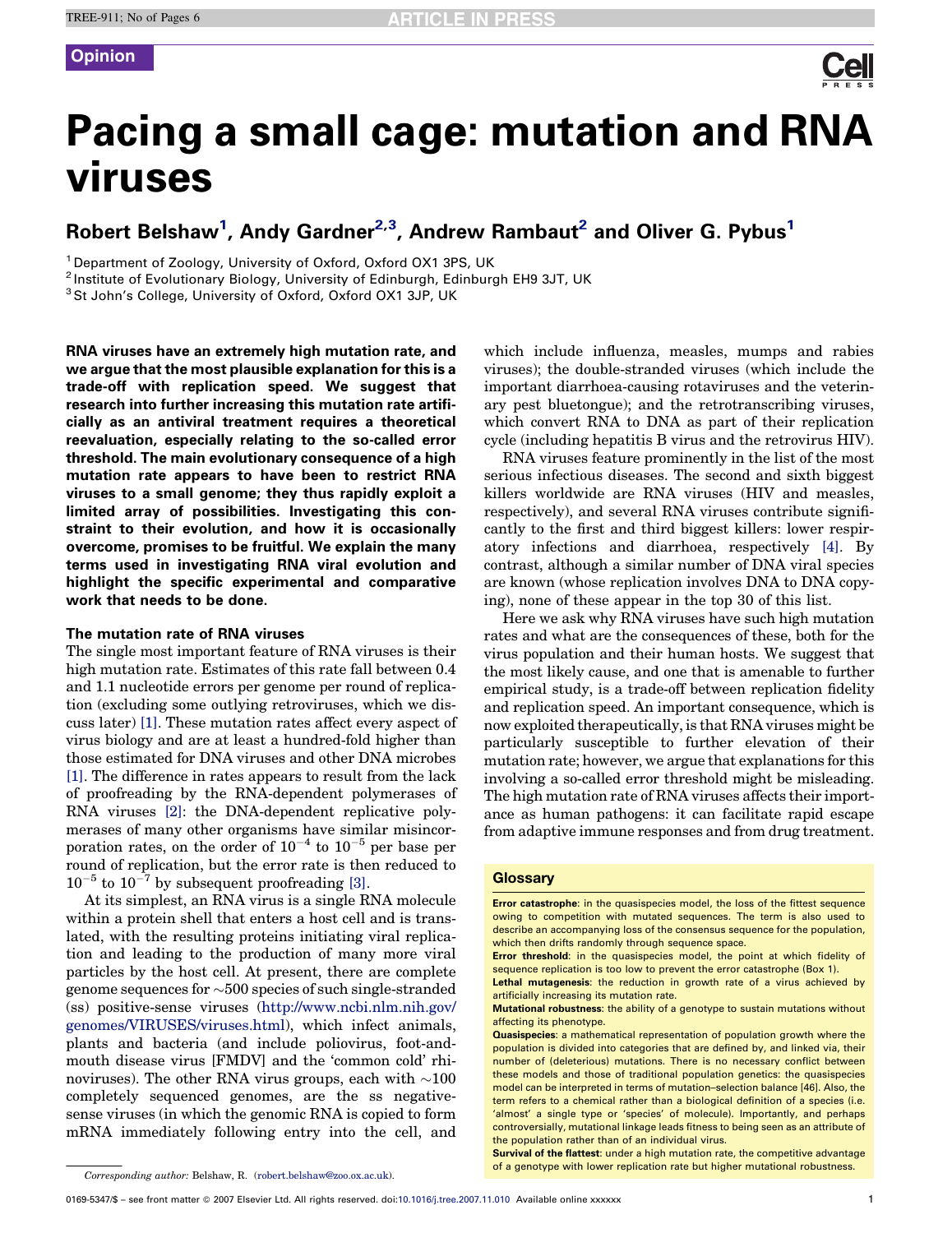Opinion

# Pacing a small cage: mutation and RNA viruses

Robert Belshaw[1], Andy Gardner[2,3], Andrew Rambaut[2] and Oliver G. Pybus[1]

[1] Department of Zoology, University of Oxford, Oxford OX1 3PS, UK
[2] Institute of Evolutionary Biology, University of Edinburgh, Edinburgh EH9 3JT, UK
[3] St John's College, University of Oxford, Oxford OX1 3JP, UK

**RNA viruses have an extremely high mutation rate, and we argue that the most plausible explanation for this is a trade-off with replication speed. We suggest that research into further increasing this mutation rate artificially as an antiviral treatment requires a theoretical reevaluation, especially relating to the so-called error threshold. The main evolutionary consequence of a high mutation rate appears to have been to restrict RNA viruses to a small genome; they thus rapidly exploit a limited array of possibilities. Investigating this constraint to their evolution, and how it is occasionally overcome, promises to be fruitful. We explain the many terms used in investigating RNA viral evolution and highlight the specific experimental and comparative work that needs to be done.**

## The mutation rate of RNA viruses

The single most important feature of RNA viruses is their high mutation rate. Estimates of this rate fall between 0.4 and 1.1 nucleotide errors per genome per round of replication (excluding some outlying retroviruses, which we discuss later) [1]. These mutation rates affect every aspect of virus biology and are at least a hundred-fold higher than those estimated for DNA viruses and other DNA microbes [1]. The difference in rates appears to result from the lack of proofreading by the RNA-dependent polymerases of RNA viruses [2]: the DNA-dependent replicative polymerases of many other organisms have similar misincorporation rates, on the order of $10^{-4}$ to $10^{-5}$ per base per round of replication, but the error rate is then reduced to $10^{-5}$ to $10^{-7}$ by subsequent proofreading [3].

At its simplest, an RNA virus is a single RNA molecule within a protein shell that enters a host cell and is translated, with the resulting proteins initiating viral replication and leading to the production of many more viral particles by the host cell. At present, there are complete genome sequences for ~500 species of such single-stranded (ss) positive-sense viruses (http://www.ncbi.nlm.nih.gov/genomes/VIRUSES/viruses.html), which infect animals, plants and bacteria (and include poliovirus, foot-and-mouth disease virus [FMDV] and the 'common cold' rhinoviruses). The other RNA virus groups, each with ~100 completely sequenced genomes, are the ss negative-sense viruses (in which the genomic RNA is copied to form mRNA immediately following entry into the cell, and which include influenza, measles, mumps and rabies viruses); the double-stranded viruses (which include the important diarrhoea-causing rotaviruses and the veterinary pest bluetongue); and the retrotranscribing viruses, which convert RNA to DNA as part of their replication cycle (including hepatitis B virus and the retrovirus HIV).

RNA viruses feature prominently in the list of the most serious infectious diseases. The second and sixth biggest killers worldwide are RNA viruses (HIV and measles, respectively), and several RNA viruses contribute significantly to the first and third biggest killers: lower respiratory infections and diarrhoea, respectively [4]. By contrast, although a similar number of DNA viral species are known (whose replication involves DNA to DNA copying), none of these appear in the top 30 of this list.

Here we ask why RNA viruses have such high mutation rates and what are the consequences of these, both for the virus population and their human hosts. We suggest that the most likely cause, and one that is amenable to further empirical study, is a trade-off between replication fidelity and replication speed. An important consequence, which is now exploited therapeutically, is that RNA viruses might be particularly susceptible to further elevation of their mutation rate; however, we argue that explanations for this involving a so-called error threshold might be misleading. The high mutation rate of RNA viruses affects their importance as human pathogens: it can facilitate rapid escape from adaptive immune responses and from drug treatment.

### Glossary

**Error catastrophe**: in the quasispecies model, the loss of the fittest sequence owing to competition with mutated sequences. The term is also used to describe an accompanying loss of the consensus sequence for the population, which then drifts randomly through sequence space.

**Error threshold**: in the quasispecies model, the point at which fidelity of sequence replication is too low to prevent the error catastrophe (Box 1).

**Lethal mutagenesis**: the reduction in growth rate of a virus achieved by artificially increasing its mutation rate.

**Mutational robustness**: the ability of a genotype to sustain mutations without affecting its phenotype.

**Quasispecies**: a mathematical representation of population growth where the population is divided into categories that are defined by, and linked via, their number of (deleterious) mutations. There is no necessary conflict between these models and those of traditional population genetics: the quasispecies model can be interpreted in terms of mutation–selection balance [46]. Also, the term refers to a chemical rather than a biological definition of a species (i.e. 'almost' a single type or 'species' of molecule). Importantly, and perhaps controversially, mutational linkage leads fitness to being seen as an attribute of the population rather than of an individual virus.

**Survival of the flattest**: under a high mutation rate, the competitive advantage of a genotype with lower replication rate but higher mutational robustness.

*Corresponding author:* Belshaw, R. (robert.belshaw@zoo.ox.ac.uk).

0169-5347/$ – see front matter © 2007 Elsevier Ltd. All rights reserved. doi:10.1016/j.tree.2007.11.010 Available online xxxxxx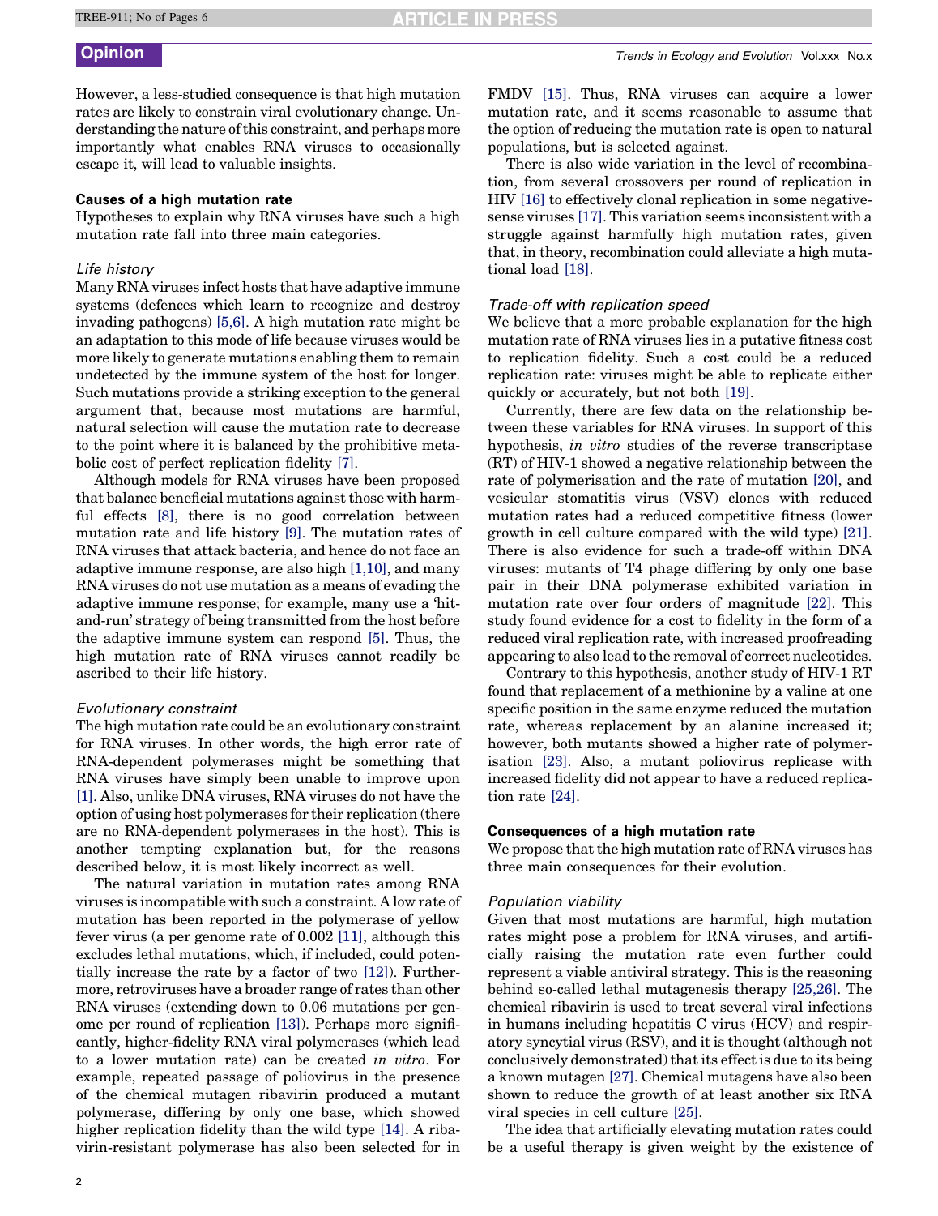However, a less-studied consequence is that high mutation rates are likely to constrain viral evolutionary change. Understanding the nature of this constraint, and perhaps more importantly what enables RNA viruses to occasionally escape it, will lead to valuable insights.

### Causes of a high mutation rate

Hypotheses to explain why RNA viruses have such a high mutation rate fall into three main categories.

#### *Life history*

Many RNA viruses infect hosts that have adaptive immune systems (defences which learn to recognize and destroy invading pathogens) [5,6]. A high mutation rate might be an adaptation to this mode of life because viruses would be more likely to generate mutations enabling them to remain undetected by the immune system of the host for longer. Such mutations provide a striking exception to the general argument that, because most mutations are harmful, natural selection will cause the mutation rate to decrease to the point where it is balanced by the prohibitive metabolic cost of perfect replication fidelity [7].

Although models for RNA viruses have been proposed that balance beneficial mutations against those with harmful effects [8], there is no good correlation between mutation rate and life history [9]. The mutation rates of RNA viruses that attack bacteria, and hence do not face an adaptive immune response, are also high [1,10], and many RNA viruses do not use mutation as a means of evading the adaptive immune response; for example, many use a 'hit-and-run' strategy of being transmitted from the host before the adaptive immune system can respond [5]. Thus, the high mutation rate of RNA viruses cannot readily be ascribed to their life history.

#### *Evolutionary constraint*

The high mutation rate could be an evolutionary constraint for RNA viruses. In other words, the high error rate of RNA-dependent polymerases might be something that RNA viruses have simply been unable to improve upon [1]. Also, unlike DNA viruses, RNA viruses do not have the option of using host polymerases for their replication (there are no RNA-dependent polymerases in the host). This is another tempting explanation but, for the reasons described below, it is most likely incorrect as well.

The natural variation in mutation rates among RNA viruses is incompatible with such a constraint. A low rate of mutation has been reported in the polymerase of yellow fever virus (a per genome rate of 0.002 [11], although this excludes lethal mutations, which, if included, could potentially increase the rate by a factor of two [12]). Furthermore, retroviruses have a broader range of rates than other RNA viruses (extending down to 0.06 mutations per genome per round of replication [13]). Perhaps more significantly, higher-fidelity RNA viral polymerases (which lead to a lower mutation rate) can be created *in vitro*. For example, repeated passage of poliovirus in the presence of the chemical mutagen ribavirin produced a mutant polymerase, differing by only one base, which showed higher replication fidelity than the wild type [14]. A ribavirin-resistant polymerase has also been selected for in FMDV [15]. Thus, RNA viruses can acquire a lower mutation rate, and it seems reasonable to assume that the option of reducing the mutation rate is open to natural populations, but is selected against.

There is also wide variation in the level of recombination, from several crossovers per round of replication in HIV [16] to effectively clonal replication in some negative-sense viruses [17]. This variation seems inconsistent with a struggle against harmfully high mutation rates, given that, in theory, recombination could alleviate a high mutational load [18].

#### *Trade-off with replication speed*

We believe that a more probable explanation for the high mutation rate of RNA viruses lies in a putative fitness cost to replication fidelity. Such a cost could be a reduced replication rate: viruses might be able to replicate either quickly or accurately, but not both [19].

Currently, there are few data on the relationship between these variables for RNA viruses. In support of this hypothesis, *in vitro* studies of the reverse transcriptase (RT) of HIV-1 showed a negative relationship between the rate of polymerisation and the rate of mutation [20], and vesicular stomatitis virus (VSV) clones with reduced mutation rates had a reduced competitive fitness (lower growth in cell culture compared with the wild type) [21]. There is also evidence for such a trade-off within DNA viruses: mutants of T4 phage differing by only one base pair in their DNA polymerase exhibited variation in mutation rate over four orders of magnitude [22]. This study found evidence for a cost to fidelity in the form of a reduced viral replication rate, with increased proofreading appearing to also lead to the removal of correct nucleotides.

Contrary to this hypothesis, another study of HIV-1 RT found that replacement of a methionine by a valine at one specific position in the same enzyme reduced the mutation rate, whereas replacement by an alanine increased it; however, both mutants showed a higher rate of polymerisation [23]. Also, a mutant poliovirus replicase with increased fidelity did not appear to have a reduced replication rate [24].

### Consequences of a high mutation rate

We propose that the high mutation rate of RNA viruses has three main consequences for their evolution.

#### *Population viability*

Given that most mutations are harmful, high mutation rates might pose a problem for RNA viruses, and artificially raising the mutation rate even further could represent a viable antiviral strategy. This is the reasoning behind so-called lethal mutagenesis therapy [25,26]. The chemical ribavirin is used to treat several viral infections in humans including hepatitis C virus (HCV) and respiratory syncytial virus (RSV), and it is thought (although not conclusively demonstrated) that its effect is due to its being a known mutagen [27]. Chemical mutagens have also been shown to reduce the growth of at least another six RNA viral species in cell culture [25].

The idea that artificially elevating mutation rates could be a useful therapy is given weight by the existence of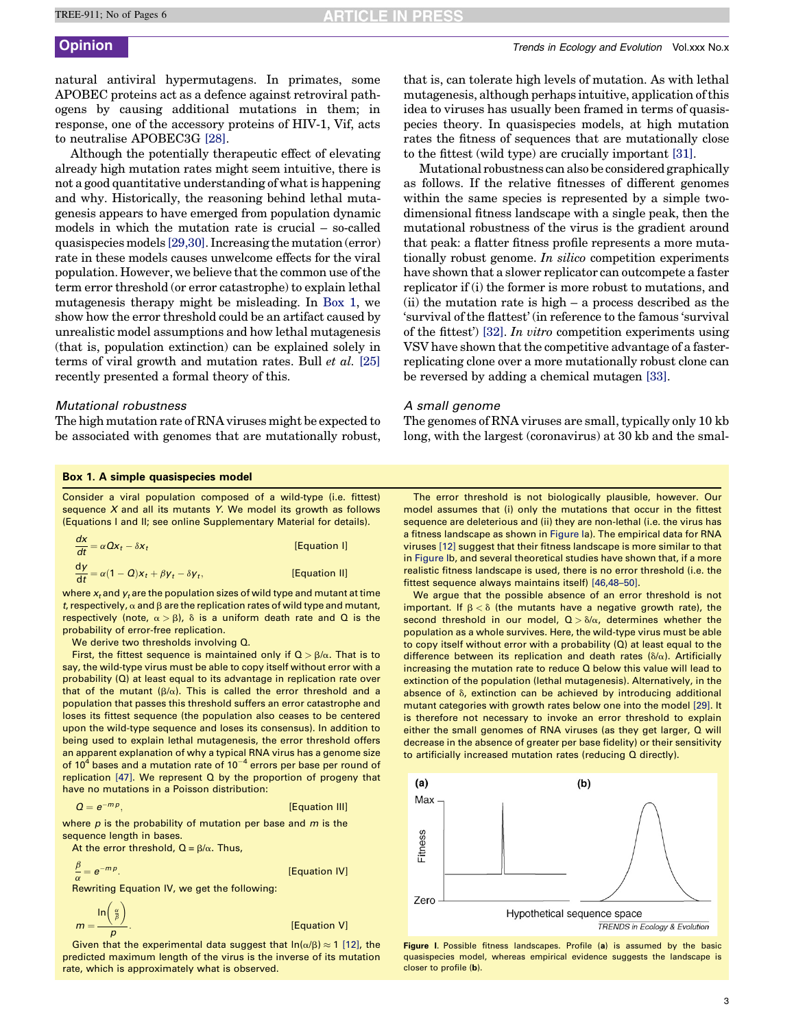natural antiviral hypermutagens. In primates, some APOBEC proteins act as a defence against retroviral pathogens by causing additional mutations in them; in response, one of the accessory proteins of HIV-1, Vif, acts to neutralise APOBEC3G [28].

Although the potentially therapeutic effect of elevating already high mutation rates might seem intuitive, there is not a good quantitative understanding of what is happening and why. Historically, the reasoning behind lethal mutagenesis appears to have emerged from population dynamic models in which the mutation rate is crucial – so-called quasispecies models [29,30]. Increasing the mutation (error) rate in these models causes unwelcome effects for the viral population. However, we believe that the common use of the term error threshold (or error catastrophe) to explain lethal mutagenesis therapy might be misleading. In Box 1, we show how the error threshold could be an artifact caused by unrealistic model assumptions and how lethal mutagenesis (that is, population extinction) can be explained solely in terms of viral growth and mutation rates. Bull *et al.* [25] recently presented a formal theory of this.

### *Mutational robustness*

The high mutation rate of RNA viruses might be expected to be associated with genomes that are mutationally robust, that is, can tolerate high levels of mutation. As with lethal mutagenesis, although perhaps intuitive, application of this idea to viruses has usually been framed in terms of quasispecies theory. In quasispecies models, at high mutation rates the fitness of sequences that are mutationally close to the fittest (wild type) are crucially important [31].

Mutational robustness can also be considered graphically as follows. If the relative fitnesses of different genomes within the same species is represented by a simple two-dimensional fitness landscape with a single peak, then the mutational robustness of the virus is the gradient around that peak: a flatter fitness profile represents a more mutationally robust genome. *In silico* competition experiments have shown that a slower replicator can outcompete a faster replicator if (i) the former is more robust to mutations, and (ii) the mutation rate is high – a process described as the 'survival of the flattest' (in reference to the famous 'survival of the fittest') [32]. *In vitro* competition experiments using VSV have shown that the competitive advantage of a faster-replicating clone over a more mutationally robust clone can be reversed by adding a chemical mutagen [33].

### *A small genome*

The genomes of RNA viruses are small, typically only 10 kb long, with the largest (coronavirus) at 30 kb and the smal-

#### Box 1. A simple quasispecies model

Consider a viral population composed of a wild-type (i.e. fittest) sequence $X$ and all its mutants $Y$. We model its growth as follows (Equations I and II; see online Supplementary Material for details).

$$\frac{dx}{dt} = \alpha Q x_t - \delta x_t \qquad \text{[Equation I]}$$

$$\frac{dy}{dt} = \alpha(1-Q)x_t + \beta y_t - \delta y_t, \qquad \text{[Equation II]}$$

where $x_t$ and $y_t$ are the population sizes of wild type and mutant at time $t$, respectively, $\alpha$ and $\beta$ are the replication rates of wild type and mutant, respectively (note, $\alpha > \beta$), $\delta$ is a uniform death rate and $Q$ is the probability of error-free replication.

We derive two thresholds involving $Q$.

First, the fittest sequence is maintained only if $Q > \beta/\alpha$. That is to say, the wild-type virus must be able to copy itself without error with a probability ($Q$) at least equal to its advantage in replication rate over that of the mutant ($\beta/\alpha$). This is called the error threshold and a population that passes this threshold suffers an error catastrophe and loses its fittest sequence (the population also ceases to be centered upon the wild-type sequence and loses its consensus). In addition to being used to explain lethal mutagenesis, the error threshold offers an apparent explanation of why a typical RNA virus has a genome size of $10^4$ bases and a mutation rate of $10^{-4}$ errors per base per round of replication [47]. We represent $Q$ by the proportion of progeny that have no mutations in a Poisson distribution:

$$Q = e^{-mp}, \qquad \text{[Equation III]}$$

where $p$ is the probability of mutation per base and $m$ is the sequence length in bases.

At the error threshold, $Q = \beta/\alpha$. Thus,

$$\frac{\beta}{\alpha} = e^{-mp}. \qquad \text{[Equation IV]}$$

Rewriting Equation IV, we get the following:

$$m = \frac{\ln\left(\frac{\alpha}{\beta}\right)}{p}. \qquad \text{[Equation V]}$$

Given that the experimental data suggest that $\ln(\alpha/\beta) \approx 1$ [12], the predicted maximum length of the virus is the inverse of its mutation rate, which is approximately what is observed.

The error threshold is not biologically plausible, however. Our model assumes that (i) only the mutations that occur in the fittest sequence are deleterious and (ii) they are non-lethal (i.e. the virus has a fitness landscape as shown in Figure Ia). The empirical data for RNA viruses [12] suggest that their fitness landscape is more similar to that in Figure Ib, and several theoretical studies have shown that, if a more realistic fitness landscape is used, there is no error threshold (i.e. the fittest sequence always maintains itself) [46,48–50].

We argue that the possible absence of an error threshold is not important. If $\beta < \delta$ (the mutants have a negative growth rate), the second threshold in our model, $Q > \delta/\alpha$, determines whether the population as a whole survives. Here, the wild-type virus must be able to copy itself without error with a probability ($Q$) at least equal to the difference between its replication and death rates ($\delta/\alpha$). Artificially increasing the mutation rate to reduce $Q$ below this value will lead to extinction of the population (lethal mutagenesis). Alternatively, in the absence of $\delta$, extinction can be achieved by introducing additional mutant categories with growth rates below one into the model [29]. It is therefore not necessary to invoke an error threshold to explain either the small genomes of RNA viruses (as they get larger, $Q$ will decrease in the absence of greater per base fidelity) or their sensitivity to artificially increased mutation rates (reducing $Q$ directly).

**Figure I.** Possible fitness landscapes. Profile (**a**) is assumed by the basic quasispecies model, whereas empirical evidence suggests the landscape is closer to profile (**b**).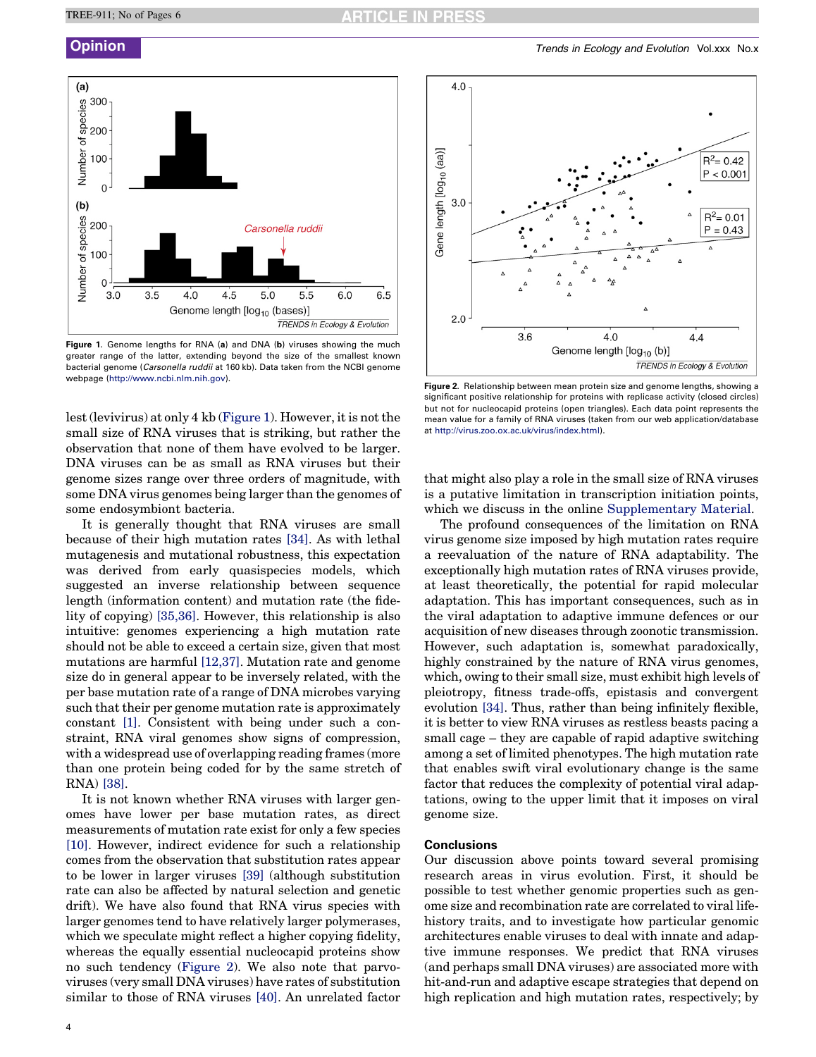Figure 1. Genome lengths for RNA (a) and DNA (b) viruses showing the much greater range of the latter, extending beyond the size of the smallest known bacterial genome (*Carsonella ruddii* at 160 kb). Data taken from the NCBI genome webpage (http://www.ncbi.nlm.nih.gov).

Figure 2. Relationship between mean protein size and genome lengths, showing a significant positive relationship for proteins with replicase activity (closed circles) but not for nucleocapid proteins (open triangles). Each data point represents the mean value for a family of RNA viruses (taken from our web application/database at http://virus.zoo.ox.ac.uk/virus/index.html).

lest (levivirus) at only 4 kb (Figure 1). However, it is not the small size of RNA viruses that is striking, but rather the observation that none of them have evolved to be larger. DNA viruses can be as small as RNA viruses but their genome sizes range over three orders of magnitude, with some DNA virus genomes being larger than the genomes of some endosymbiont bacteria.

It is generally thought that RNA viruses are small because of their high mutation rates [34]. As with lethal mutagenesis and mutational robustness, this expectation was derived from early quasispecies models, which suggested an inverse relationship between sequence length (information content) and mutation rate (the fidelity of copying) [35,36]. However, this relationship is also intuitive: genomes experiencing a high mutation rate should not be able to exceed a certain size, given that most mutations are harmful [12,37]. Mutation rate and genome size do in general appear to be inversely related, with the per base mutation rate of a range of DNA microbes varying such that their per genome mutation rate is approximately constant [1]. Consistent with being under such a constraint, RNA viral genomes show signs of compression, with a widespread use of overlapping reading frames (more than one protein being coded for by the same stretch of RNA) [38].

It is not known whether RNA viruses with larger genomes have lower per base mutation rates, as direct measurements of mutation rate exist for only a few species [10]. However, indirect evidence for such a relationship comes from the observation that substitution rates appear to be lower in larger viruses [39] (although substitution rate can also be affected by natural selection and genetic drift). We have also found that RNA virus species with larger genomes tend to have relatively larger polymerases, which we speculate might reflect a higher copying fidelity, whereas the equally essential nucleocapid proteins show no such tendency (Figure 2). We also note that parvoviruses (very small DNA viruses) have rates of substitution similar to those of RNA viruses [40]. An unrelated factor that might also play a role in the small size of RNA viruses is a putative limitation in transcription initiation points, which we discuss in the online Supplementary Material.

The profound consequences of the limitation on RNA virus genome size imposed by high mutation rates require a reevaluation of the nature of RNA adaptability. The exceptionally high mutation rates of RNA viruses provide, at least theoretically, the potential for rapid molecular adaptation. This has important consequences, such as in the viral adaptation to adaptive immune defences or our acquisition of new diseases through zoonotic transmission. However, such adaptation is, somewhat paradoxically, highly constrained by the nature of RNA virus genomes, which, owing to their small size, must exhibit high levels of pleiotropy, fitness trade-offs, epistasis and convergent evolution [34]. Thus, rather than being infinitely flexible, it is better to view RNA viruses as restless beasts pacing a small cage – they are capable of rapid adaptive switching among a set of limited phenotypes. The high mutation rate that enables swift viral evolutionary change is the same factor that reduces the complexity of potential viral adaptations, owing to the upper limit that it imposes on viral genome size.

## Conclusions

Our discussion above points toward several promising research areas in virus evolution. First, it should be possible to test whether genomic properties such as genome size and recombination rate are correlated to viral life-history traits, and to investigate how particular genomic architectures enable viruses to deal with innate and adaptive immune responses. We predict that RNA viruses (and perhaps small DNA viruses) are associated more with hit-and-run and adaptive escape strategies that depend on high replication and high mutation rates, respectively; by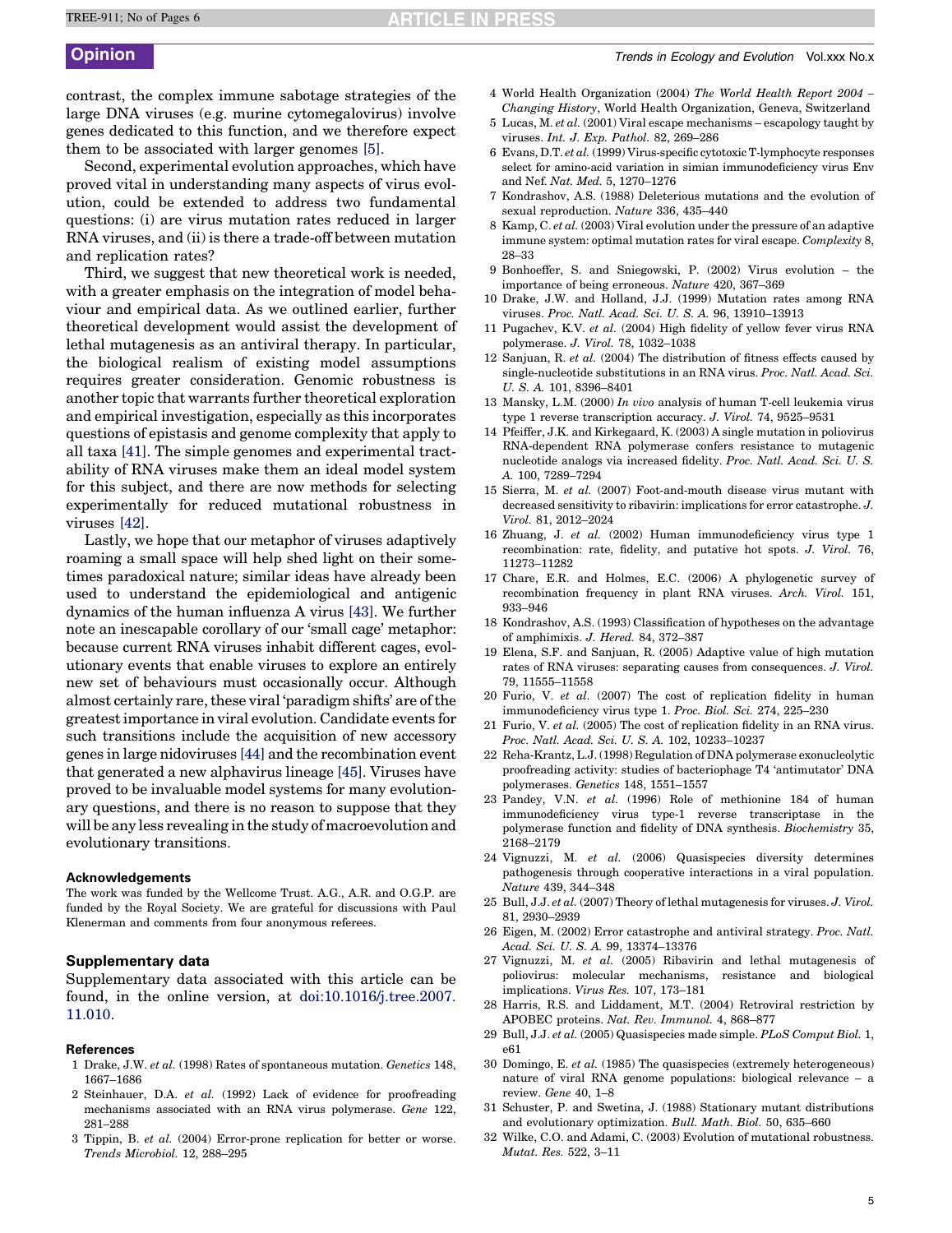contrast, the complex immune sabotage strategies of the large DNA viruses (e.g. murine cytomegalovirus) involve genes dedicated to this function, and we therefore expect them to be associated with larger genomes [5].

Second, experimental evolution approaches, which have proved vital in understanding many aspects of virus evolution, could be extended to address two fundamental questions: (i) are virus mutation rates reduced in larger RNA viruses, and (ii) is there a trade-off between mutation and replication rates?

Third, we suggest that new theoretical work is needed, with a greater emphasis on the integration of model behaviour and empirical data. As we outlined earlier, further theoretical development would assist the development of lethal mutagenesis as an antiviral therapy. In particular, the biological realism of existing model assumptions requires greater consideration. Genomic robustness is another topic that warrants further theoretical exploration and empirical investigation, especially as this incorporates questions of epistasis and genome complexity that apply to all taxa [41]. The simple genomes and experimental tractability of RNA viruses make them an ideal model system for this subject, and there are now methods for selecting experimentally for reduced mutational robustness in viruses [42].

Lastly, we hope that our metaphor of viruses adaptively roaming a small space will help shed light on their sometimes paradoxical nature; similar ideas have already been used to understand the epidemiological and antigenic dynamics of the human influenza A virus [43]. We further note an inescapable corollary of our 'small cage' metaphor: because current RNA viruses inhabit different cages, evolutionary events that enable viruses to explore an entirely new set of behaviours must occasionally occur. Although almost certainly rare, these viral 'paradigm shifts' are of the greatest importance in viral evolution. Candidate events for such transitions include the acquisition of new accessory genes in large nidoviruses [44] and the recombination event that generated a new alphavirus lineage [45]. Viruses have proved to be invaluable model systems for many evolutionary questions, and there is no reason to suppose that they will be any less revealing in the study of macroevolution and evolutionary transitions.

### Acknowledgements

The work was funded by the Wellcome Trust. A.G., A.R. and O.G.P. are funded by the Royal Society. We are grateful for discussions with Paul Klenerman and comments from four anonymous referees.

### Supplementary data

Supplementary data associated with this article can be found, in the online version, at doi:10.1016/j.tree.2007.11.010.

### References

1 Drake, J.W. *et al.* (1998) Rates of spontaneous mutation. *Genetics* 148, 1667–1686
2 Steinhauer, D.A. *et al.* (1992) Lack of evidence for proofreading mechanisms associated with an RNA virus polymerase. *Gene* 122, 281–288
3 Tippin, B. *et al.* (2004) Error-prone replication for better or worse. *Trends Microbiol.* 12, 288–295
4 World Health Organization (2004) *The World Health Report 2004 – Changing History*, World Health Organization, Geneva, Switzerland
5 Lucas, M. *et al.* (2001) Viral escape mechanisms – escapology taught by viruses. *Int. J. Exp. Pathol.* 82, 269–286
6 Evans, D.T. *et al.* (1999) Virus-specific cytotoxic T-lymphocyte responses select for amino-acid variation in simian immunodeficiency virus Env and Nef. *Nat. Med.* 5, 1270–1276
7 Kondrashov, A.S. (1988) Deleterious mutations and the evolution of sexual reproduction. *Nature* 336, 435–440
8 Kamp, C. *et al.* (2003) Viral evolution under the pressure of an adaptive immune system: optimal mutation rates for viral escape. *Complexity* 8, 28–33
9 Bonhoeffer, S. and Sniegowski, P. (2002) Virus evolution – the importance of being erroneous. *Nature* 420, 367–369
10 Drake, J.W. and Holland, J.J. (1999) Mutation rates among RNA viruses. *Proc. Natl. Acad. Sci. U. S. A.* 96, 13910–13913
11 Pugachev, K.V. *et al.* (2004) High fidelity of yellow fever virus RNA polymerase. *J. Virol.* 78, 1032–1038
12 Sanjuan, R. *et al.* (2004) The distribution of fitness effects caused by single-nucleotide substitutions in an RNA virus. *Proc. Natl. Acad. Sci. U. S. A.* 101, 8396–8401
13 Mansky, L.M. (2000) *In vivo* analysis of human T-cell leukemia virus type 1 reverse transcription accuracy. *J. Virol.* 74, 9525–9531
14 Pfeiffer, J.K. and Kirkegaard, K. (2003) A single mutation in poliovirus RNA-dependent RNA polymerase confers resistance to mutagenic nucleotide analogs via increased fidelity. *Proc. Natl. Acad. Sci. U. S. A.* 100, 7289–7294
15 Sierra, M. *et al.* (2007) Foot-and-mouth disease virus mutant with decreased sensitivity to ribavirin: implications for error catastrophe. *J. Virol.* 81, 2012–2024
16 Zhuang, J. *et al.* (2002) Human immunodeficiency virus type 1 recombination: rate, fidelity, and putative hot spots. *J. Virol.* 76, 11273–11282
17 Chare, E.R. and Holmes, E.C. (2006) A phylogenetic survey of recombination frequency in plant RNA viruses. *Arch. Virol.* 151, 933–946
18 Kondrashov, A.S. (1993) Classification of hypotheses on the advantage of amphimixis. *J. Hered.* 84, 372–387
19 Elena, S.F. and Sanjuan, R. (2005) Adaptive value of high mutation rates of RNA viruses: separating causes from consequences. *J. Virol.* 79, 11555–11558
20 Furio, V. *et al.* (2007) The cost of replication fidelity in human immunodeficiency virus type 1. *Proc. Biol. Sci.* 274, 225–230
21 Furio, V. *et al.* (2005) The cost of replication fidelity in an RNA virus. *Proc. Natl. Acad. Sci. U. S. A.* 102, 10233–10237
22 Reha-Krantz, L.J. (1998) Regulation of DNA polymerase exonucleolytic proofreading activity: studies of bacteriophage T4 'antimutator' DNA polymerases. *Genetics* 148, 1551–1557
23 Pandey, V.N. *et al.* (1996) Role of methionine 184 of human immunodeficiency virus type-1 reverse transcriptase in the polymerase function and fidelity of DNA synthesis. *Biochemistry* 35, 2168–2179
24 Vignuzzi, M. *et al.* (2006) Quasispecies diversity determines pathogenesis through cooperative interactions in a viral population. *Nature* 439, 344–348
25 Bull, J.J. *et al.* (2007) Theory of lethal mutagenesis for viruses. *J. Virol.* 81, 2930–2939
26 Eigen, M. (2002) Error catastrophe and antiviral strategy. *Proc. Natl. Acad. Sci. U. S. A.* 99, 13374–13376
27 Vignuzzi, M. *et al.* (2005) Ribavirin and lethal mutagenesis of poliovirus: molecular mechanisms, resistance and biological implications. *Virus Res.* 107, 173–181
28 Harris, R.S. and Liddament, M.T. (2004) Retroviral restriction by APOBEC proteins. *Nat. Rev. Immunol.* 4, 868–877
29 Bull, J.J. *et al.* (2005) Quasispecies made simple. *PLoS Comput Biol.* 1, e61
30 Domingo, E. *et al.* (1985) The quasispecies (extremely heterogeneous) nature of viral RNA genome populations: biological relevance – a review. *Gene* 40, 1–8
31 Schuster, P. and Swetina, J. (1988) Stationary mutant distributions and evolutionary optimization. *Bull. Math. Biol.* 50, 635–660
32 Wilke, C.O. and Adami, C. (2003) Evolution of mutational robustness. *Mutat. Res.* 522, 3–11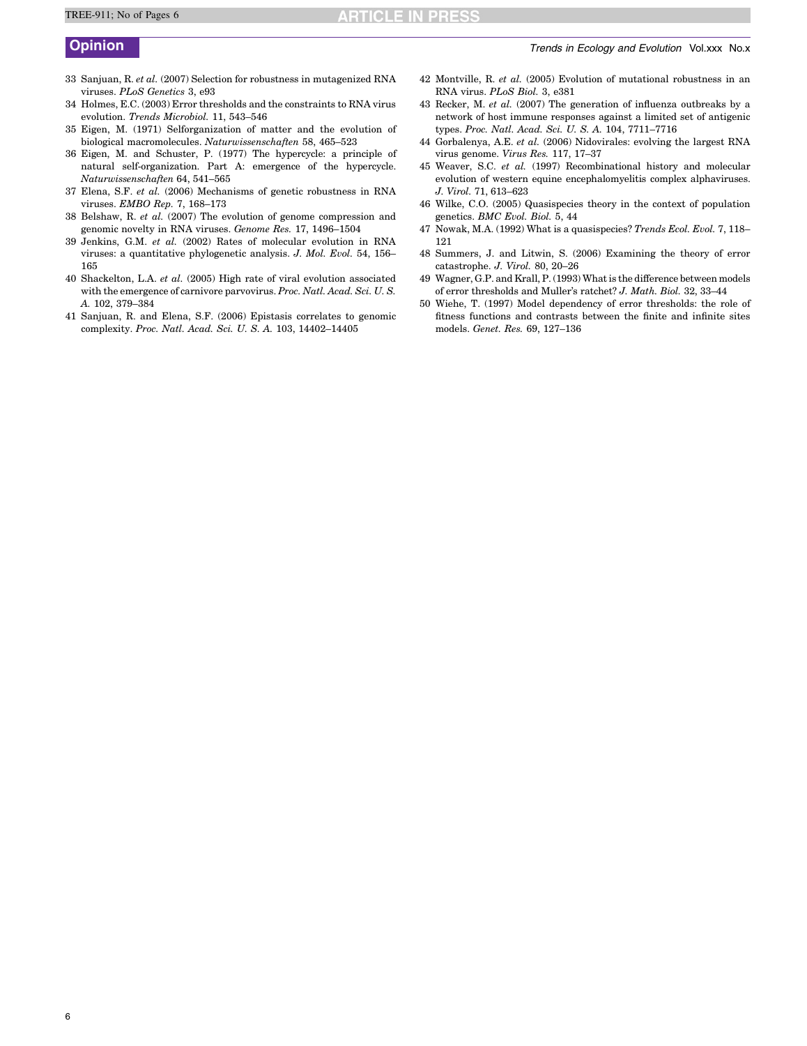33 Sanjuan, R. *et al.* (2007) Selection for robustness in mutagenized RNA viruses. *PLoS Genetics* 3, e93
34 Holmes, E.C. (2003) Error thresholds and the constraints to RNA virus evolution. *Trends Microbiol.* 11, 543–546
35 Eigen, M. (1971) Selforganization of matter and the evolution of biological macromolecules. *Naturwissenschaften* 58, 465–523
36 Eigen, M. and Schuster, P. (1977) The hypercycle: a principle of natural self-organization. Part A: emergence of the hypercycle. *Naturwissenschaften* 64, 541–565
37 Elena, S.F. *et al.* (2006) Mechanisms of genetic robustness in RNA viruses. *EMBO Rep.* 7, 168–173
38 Belshaw, R. *et al.* (2007) The evolution of genome compression and genomic novelty in RNA viruses. *Genome Res.* 17, 1496–1504
39 Jenkins, G.M. *et al.* (2002) Rates of molecular evolution in RNA viruses: a quantitative phylogenetic analysis. *J. Mol. Evol.* 54, 156–165
40 Shackelton, L.A. *et al.* (2005) High rate of viral evolution associated with the emergence of carnivore parvovirus. *Proc. Natl. Acad. Sci. U. S. A.* 102, 379–384
41 Sanjuan, R. and Elena, S.F. (2006) Epistasis correlates to genomic complexity. *Proc. Natl. Acad. Sci. U. S. A.* 103, 14402–14405
42 Montville, R. *et al.* (2005) Evolution of mutational robustness in an RNA virus. *PLoS Biol.* 3, e381
43 Recker, M. *et al.* (2007) The generation of influenza outbreaks by a network of host immune responses against a limited set of antigenic types. *Proc. Natl. Acad. Sci. U. S. A.* 104, 7711–7716
44 Gorbalenya, A.E. *et al.* (2006) Nidovirales: evolving the largest RNA virus genome. *Virus Res.* 117, 17–37
45 Weaver, S.C. *et al.* (1997) Recombinational history and molecular evolution of western equine encephalomyelitis complex alphaviruses. *J. Virol.* 71, 613–623
46 Wilke, C.O. (2005) Quasispecies theory in the context of population genetics. *BMC Evol. Biol.* 5, 44
47 Nowak, M.A. (1992) What is a quasispecies? *Trends Ecol. Evol.* 7, 118–121
48 Summers, J. and Litwin, S. (2006) Examining the theory of error catastrophe. *J. Virol.* 80, 20–26
49 Wagner, G.P. and Krall, P. (1993) What is the difference between models of error thresholds and Muller's ratchet? *J. Math. Biol.* 32, 33–44
50 Wiehe, T. (1997) Model dependency of error thresholds: the role of fitness functions and contrasts between the finite and infinite sites models. *Genet. Res.* 69, 127–136